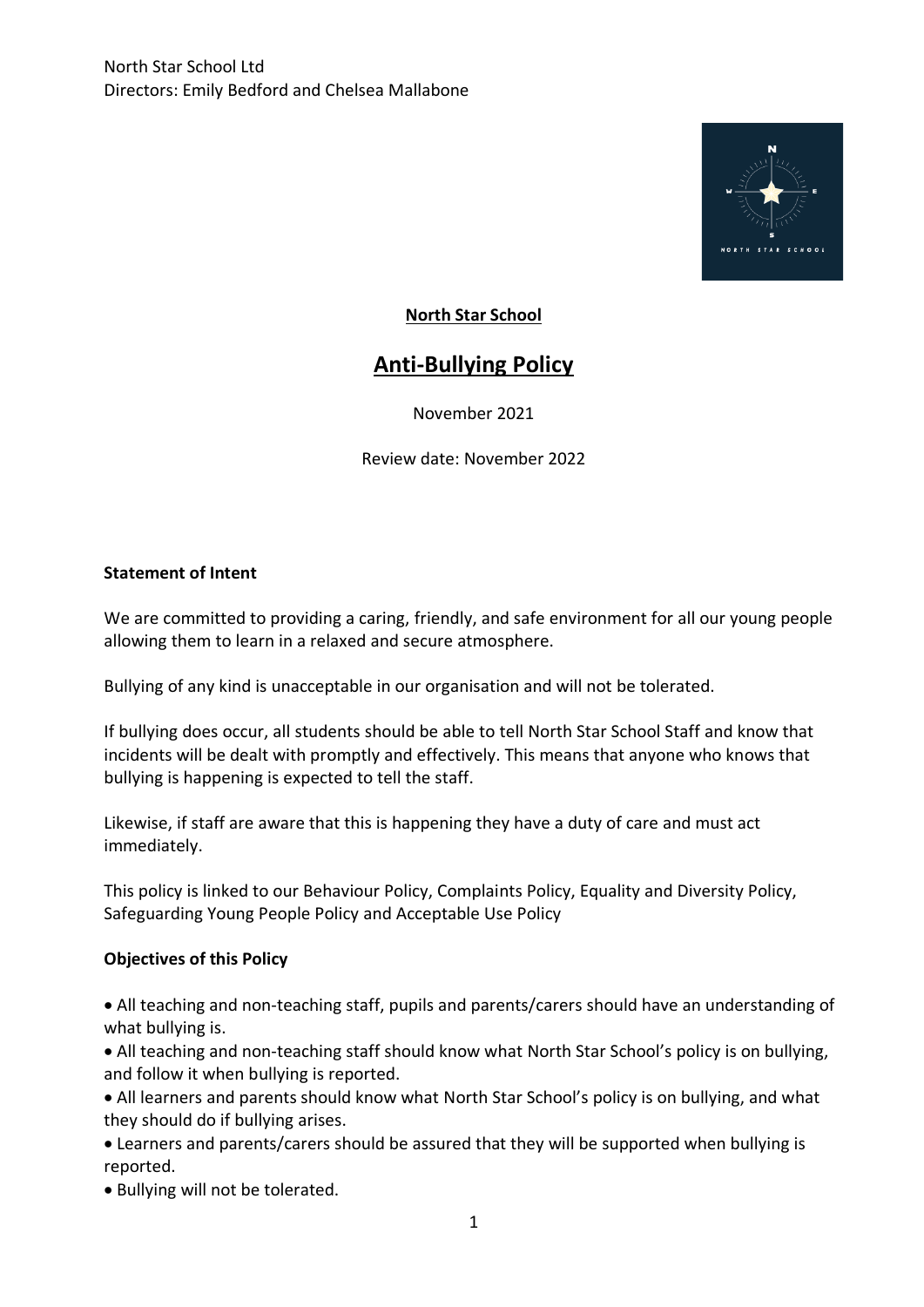North Star School Ltd
Directors: Emily Bedford and Chelsea Mallabone

**North Star School**

# Anti-Bullying Policy

November 2021

Review date: November 2022

### Statement of Intent

We are committed to providing a caring, friendly, and safe environment for all our young people allowing them to learn in a relaxed and secure atmosphere.

Bullying of any kind is unacceptable in our organisation and will not be tolerated.

If bullying does occur, all students should be able to tell North Star School Staff and know that incidents will be dealt with promptly and effectively. This means that anyone who knows that bullying is happening is expected to tell the staff.

Likewise, if staff are aware that this is happening they have a duty of care and must act immediately.

This policy is linked to our Behaviour Policy, Complaints Policy, Equality and Diversity Policy, Safeguarding Young People Policy and Acceptable Use Policy

### Objectives of this Policy

- All teaching and non-teaching staff, pupils and parents/carers should have an understanding of what bullying is.
- All teaching and non-teaching staff should know what North Star School's policy is on bullying, and follow it when bullying is reported.
- All learners and parents should know what North Star School's policy is on bullying, and what they should do if bullying arises.
- Learners and parents/carers should be assured that they will be supported when bullying is reported.
- Bullying will not be tolerated.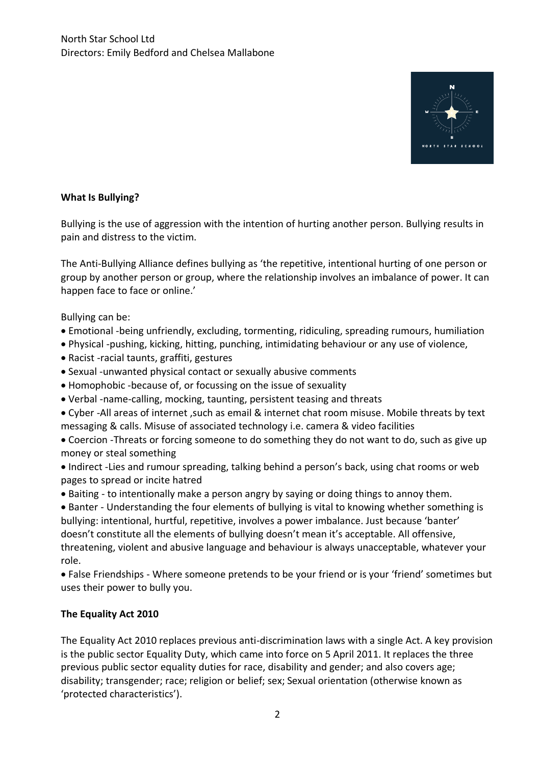North Star School Ltd
Directors: Emily Bedford and Chelsea Mallabone

**What Is Bullying?**

Bullying is the use of aggression with the intention of hurting another person. Bullying results in pain and distress to the victim.

The Anti-Bullying Alliance defines bullying as 'the repetitive, intentional hurting of one person or group by another person or group, where the relationship involves an imbalance of power. It can happen face to face or online.'

Bullying can be:

- Emotional -being unfriendly, excluding, tormenting, ridiculing, spreading rumours, humiliation
- Physical -pushing, kicking, hitting, punching, intimidating behaviour or any use of violence,
- Racist -racial taunts, graffiti, gestures
- Sexual -unwanted physical contact or sexually abusive comments
- Homophobic -because of, or focussing on the issue of sexuality
- Verbal -name-calling, mocking, taunting, persistent teasing and threats
- Cyber -All areas of internet ,such as email & internet chat room misuse. Mobile threats by text messaging & calls. Misuse of associated technology i.e. camera & video facilities
- Coercion -Threats or forcing someone to do something they do not want to do, such as give up money or steal something
- Indirect -Lies and rumour spreading, talking behind a person's back, using chat rooms or web pages to spread or incite hatred
- Baiting - to intentionally make a person angry by saying or doing things to annoy them.
- Banter - Understanding the four elements of bullying is vital to knowing whether something is bullying: intentional, hurtful, repetitive, involves a power imbalance. Just because 'banter' doesn't constitute all the elements of bullying doesn't mean it's acceptable. All offensive, threatening, violent and abusive language and behaviour is always unacceptable, whatever your role.
- False Friendships - Where someone pretends to be your friend or is your 'friend' sometimes but uses their power to bully you.

**The Equality Act 2010**

The Equality Act 2010 replaces previous anti-discrimination laws with a single Act. A key provision is the public sector Equality Duty, which came into force on 5 April 2011. It replaces the three previous public sector equality duties for race, disability and gender; and also covers age; disability; transgender; race; religion or belief; sex; Sexual orientation (otherwise known as 'protected characteristics').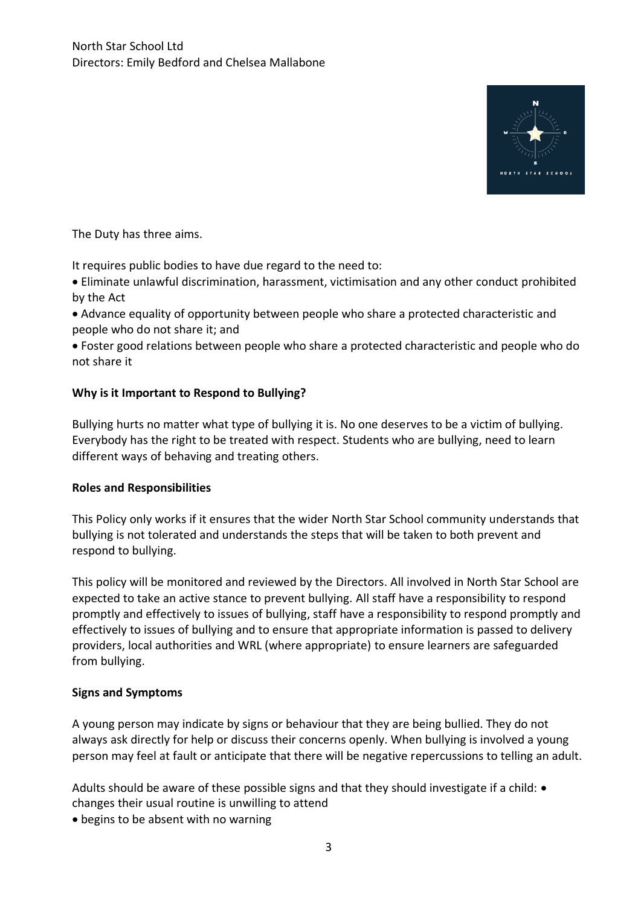The Duty has three aims.

It requires public bodies to have due regard to the need to:

- Eliminate unlawful discrimination, harassment, victimisation and any other conduct prohibited by the Act
- Advance equality of opportunity between people who share a protected characteristic and people who do not share it; and
- Foster good relations between people who share a protected characteristic and people who do not share it

**Why is it Important to Respond to Bullying?**

Bullying hurts no matter what type of bullying it is. No one deserves to be a victim of bullying. Everybody has the right to be treated with respect. Students who are bullying, need to learn different ways of behaving and treating others.

**Roles and Responsibilities**

This Policy only works if it ensures that the wider North Star School community understands that bullying is not tolerated and understands the steps that will be taken to both prevent and respond to bullying.

This policy will be monitored and reviewed by the Directors. All involved in North Star School are expected to take an active stance to prevent bullying. All staff have a responsibility to respond promptly and effectively to issues of bullying, staff have a responsibility to respond promptly and effectively to issues of bullying and to ensure that appropriate information is passed to delivery providers, local authorities and WRL (where appropriate) to ensure learners are safeguarded from bullying.

**Signs and Symptoms**

A young person may indicate by signs or behaviour that they are being bullied. They do not always ask directly for help or discuss their concerns openly. When bullying is involved a young person may feel at fault or anticipate that there will be negative repercussions to telling an adult.

Adults should be aware of these possible signs and that they should investigate if a child:

- changes their usual routine is unwilling to attend
- begins to be absent with no warning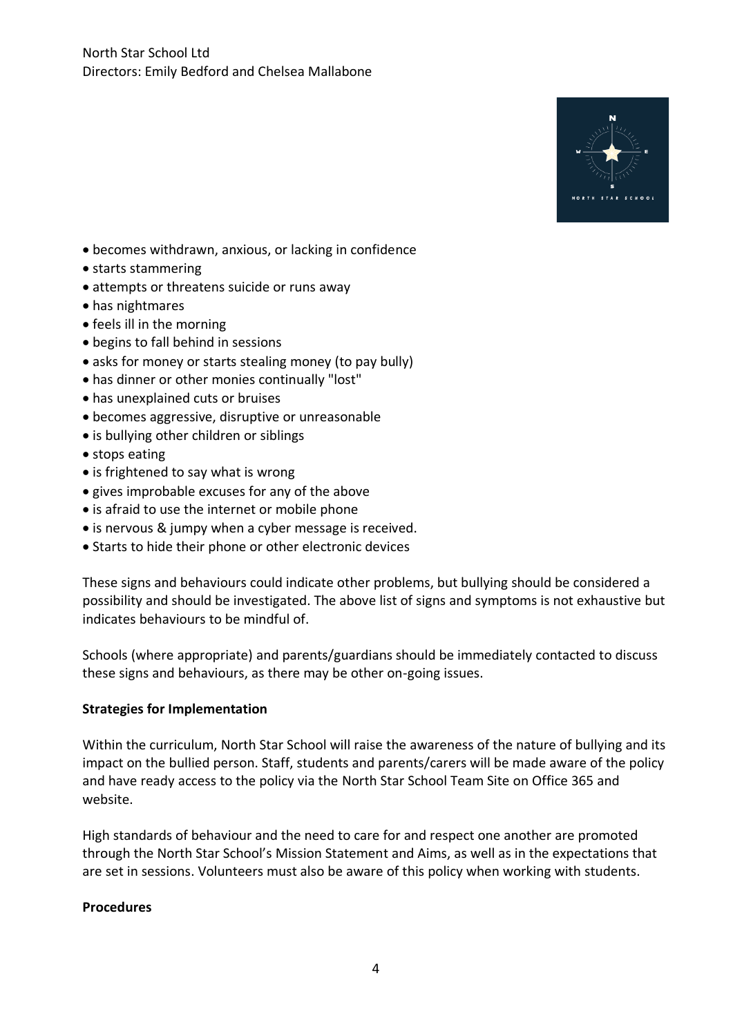- becomes withdrawn, anxious, or lacking in confidence
- starts stammering
- attempts or threatens suicide or runs away
- has nightmares
- feels ill in the morning
- begins to fall behind in sessions
- asks for money or starts stealing money (to pay bully)
- has dinner or other monies continually "lost"
- has unexplained cuts or bruises
- becomes aggressive, disruptive or unreasonable
- is bullying other children or siblings
- stops eating
- is frightened to say what is wrong
- gives improbable excuses for any of the above
- is afraid to use the internet or mobile phone
- is nervous & jumpy when a cyber message is received.
- Starts to hide their phone or other electronic devices

These signs and behaviours could indicate other problems, but bullying should be considered a possibility and should be investigated. The above list of signs and symptoms is not exhaustive but indicates behaviours to be mindful of.

Schools (where appropriate) and parents/guardians should be immediately contacted to discuss these signs and behaviours, as there may be other on-going issues.

**Strategies for Implementation**

Within the curriculum, North Star School will raise the awareness of the nature of bullying and its impact on the bullied person. Staff, students and parents/carers will be made aware of the policy and have ready access to the policy via the North Star School Team Site on Office 365 and website.

High standards of behaviour and the need to care for and respect one another are promoted through the North Star School's Mission Statement and Aims, as well as in the expectations that are set in sessions. Volunteers must also be aware of this policy when working with students.

**Procedures**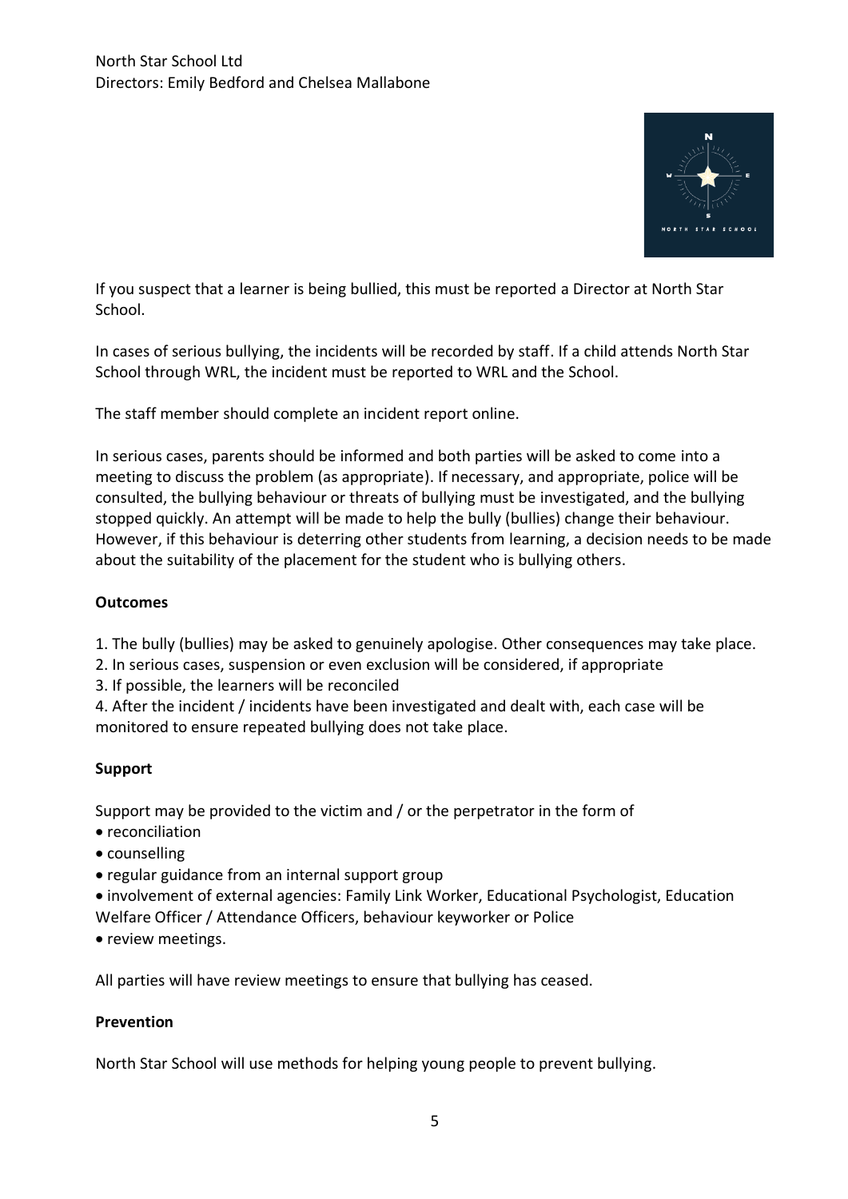If you suspect that a learner is being bullied, this must be reported a Director at North Star School.

In cases of serious bullying, the incidents will be recorded by staff. If a child attends North Star School through WRL, the incident must be reported to WRL and the School.

The staff member should complete an incident report online.

In serious cases, parents should be informed and both parties will be asked to come into a meeting to discuss the problem (as appropriate). If necessary, and appropriate, police will be consulted, the bullying behaviour or threats of bullying must be investigated, and the bullying stopped quickly. An attempt will be made to help the bully (bullies) change their behaviour. However, if this behaviour is deterring other students from learning, a decision needs to be made about the suitability of the placement for the student who is bullying others.

**Outcomes**

1. The bully (bullies) may be asked to genuinely apologise. Other consequences may take place.
2. In serious cases, suspension or even exclusion will be considered, if appropriate
3. If possible, the learners will be reconciled
4. After the incident / incidents have been investigated and dealt with, each case will be monitored to ensure repeated bullying does not take place.

**Support**

Support may be provided to the victim and / or the perpetrator in the form of

- reconciliation
- counselling
- regular guidance from an internal support group
- involvement of external agencies: Family Link Worker, Educational Psychologist, Education Welfare Officer / Attendance Officers, behaviour keyworker or Police
- review meetings.

All parties will have review meetings to ensure that bullying has ceased.

**Prevention**

North Star School will use methods for helping young people to prevent bullying.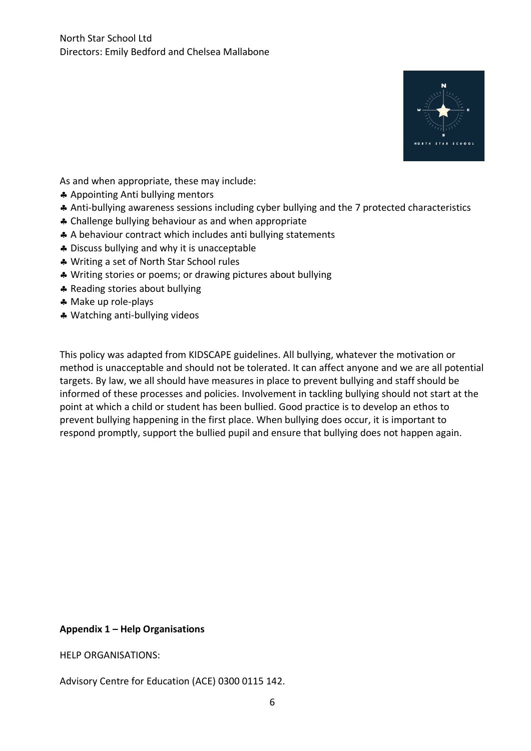As and when appropriate, these may include:

- Appointing Anti bullying mentors
- Anti-bullying awareness sessions including cyber bullying and the 7 protected characteristics
- Challenge bullying behaviour as and when appropriate
- A behaviour contract which includes anti bullying statements
- Discuss bullying and why it is unacceptable
- Writing a set of North Star School rules
- Writing stories or poems; or drawing pictures about bullying
- Reading stories about bullying
- Make up role-plays
- Watching anti-bullying videos

This policy was adapted from KIDSCAPE guidelines. All bullying, whatever the motivation or method is unacceptable and should not be tolerated. It can affect anyone and we are all potential targets. By law, we all should have measures in place to prevent bullying and staff should be informed of these processes and policies. Involvement in tackling bullying should not start at the point at which a child or student has been bullied. Good practice is to develop an ethos to prevent bullying happening in the first place. When bullying does occur, it is important to respond promptly, support the bullied pupil and ensure that bullying does not happen again.

**Appendix 1 – Help Organisations**

HELP ORGANISATIONS:

Advisory Centre for Education (ACE) 0300 0115 142.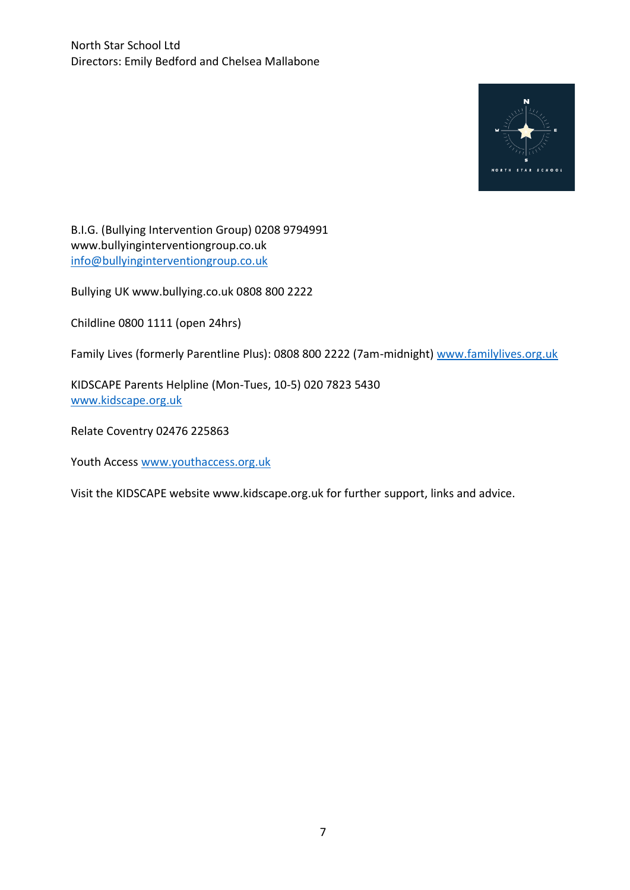B.I.G. (Bullying Intervention Group) 0208 9794991
www.bullyinginterventiongroup.co.uk
info@bullyinginterventiongroup.co.uk

Bullying UK www.bullying.co.uk 0808 800 2222

Childline 0800 1111 (open 24hrs)

Family Lives (formerly Parentline Plus): 0808 800 2222 (7am-midnight) www.familylives.org.uk

KIDSCAPE Parents Helpline (Mon-Tues, 10-5) 020 7823 5430
www.kidscape.org.uk

Relate Coventry 02476 225863

Youth Access www.youthaccess.org.uk

Visit the KIDSCAPE website www.kidscape.org.uk for further support, links and advice.